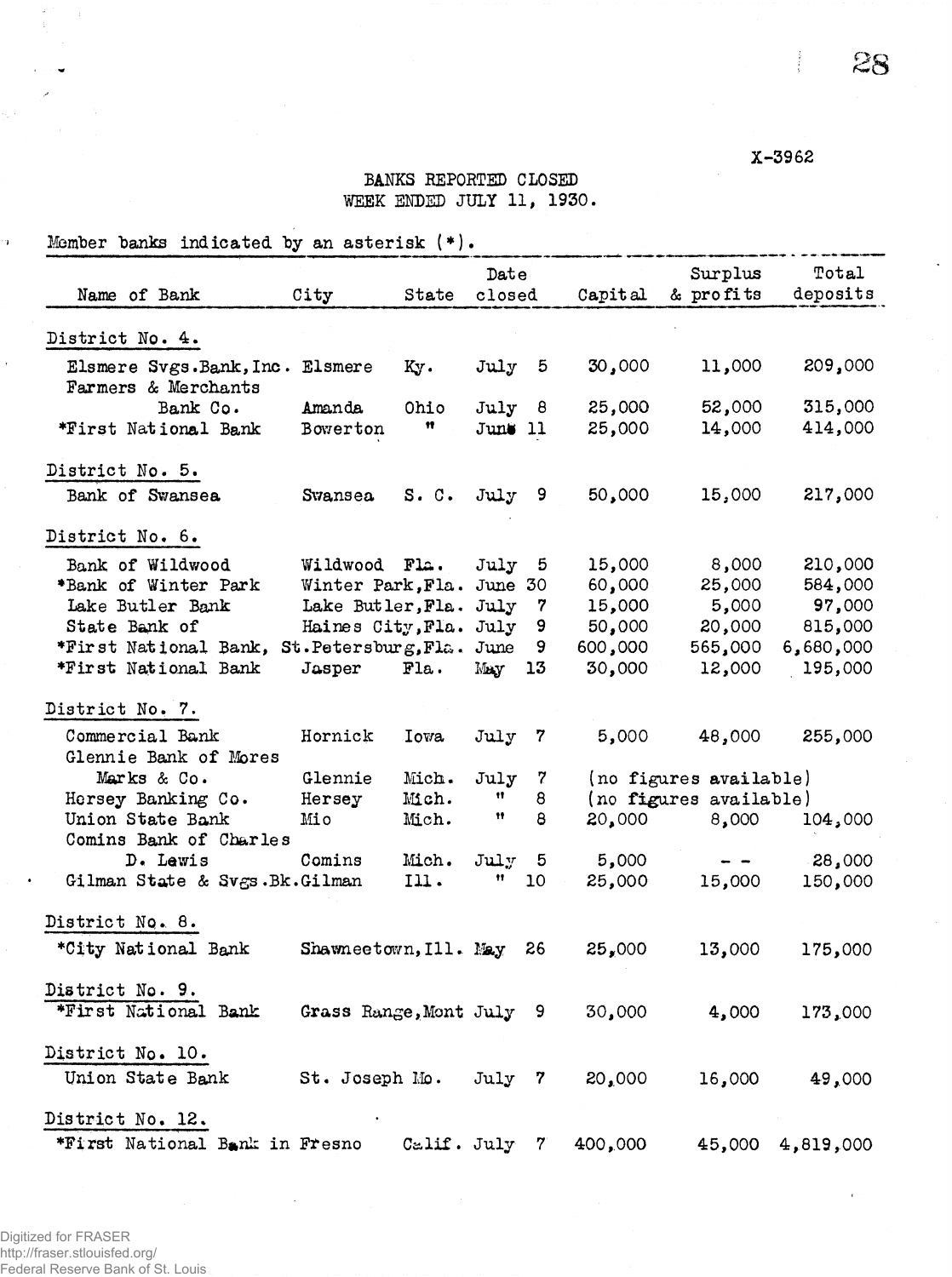X-3962

# BANKS REPORTED CLOSED
## WEEK ENDED JULY 11, 1930.

Member banks indicated by an asterisk (*).

| Name of Bank | City | State | Date closed | Capital | Surplus & profits | Total deposits |
|---|---|---|---|---|---|---|
| **District No. 4.** | | | | | | |
| Elsmere Svgs.Bank,Inc. | Elsmere | Ky. | July 5 | 30,000 | 11,000 | 209,000 |
| Farmers & Merchants Bank Co. | Amanda | Ohio | July 8 | 25,000 | 52,000 | 315,000 |
| *First National Bank | Bowerton | " | June 11 | 25,000 | 14,000 | 414,000 |
| **District No. 5.** | | | | | | |
| Bank of Swansea | Swansea | S. C. | July 9 | 50,000 | 15,000 | 217,000 |
| **District No. 6.** | | | | | | |
| Bank of Wildwood | Wildwood | Fla. | July 5 | 15,000 | 8,000 | 210,000 |
| *Bank of Winter Park | Winter Park, | Fla. | June 30 | 60,000 | 25,000 | 584,000 |
| Lake Butler Bank | Lake Butler, | Fla. | July 7 | 15,000 | 5,000 | 97,000 |
| State Bank of | Haines City, | Fla. | July 9 | 50,000 | 20,000 | 815,000 |
| *First National Bank, | St.Petersburg, | Fla. | June 9 | 600,000 | 565,000 | 6,680,000 |
| *First National Bank | Jasper | Fla. | May 13 | 30,000 | 12,000 | 195,000 |
| **District No. 7.** | | | | | | |
| Commercial Bank | Hornick | Iowa | July 7 | 5,000 | 48,000 | 255,000 |
| Glennie Bank of Mores Marks & Co. | Glennie | Mich. | July 7 | (no figures available) | | |
| Hersey Banking Co. | Hersey | Mich. | " 8 | (no figures available) | | |
| Union State Bank | Mio | Mich. | " 8 | 20,000 | 8,000 | 104,000 |
| Comins Bank of Charles D. Lewis | Comins | Mich. | July 5 | 5,000 | - - | 28,000 |
| Gilman State & Svgs.Bk. | Gilman | Ill. | " 10 | 25,000 | 15,000 | 150,000 |
| **District No. 8.** | | | | | | |
| *City National Bank | Shawneetown, | Ill. | May 26 | 25,000 | 13,000 | 175,000 |
| **District No. 9.** | | | | | | |
| *First National Bank | Grass Range, | Mont | July 9 | 30,000 | 4,000 | 173,000 |
| **District No. 10.** | | | | | | |
| Union State Bank | St. Joseph | Mo. | July 7 | 20,000 | 16,000 | 49,000 |
| **District No. 12.** | | | | | | |
| *First National Bank in | Fresno | Calif. | July 7 | 400,000 | 45,000 | 4,819,000 |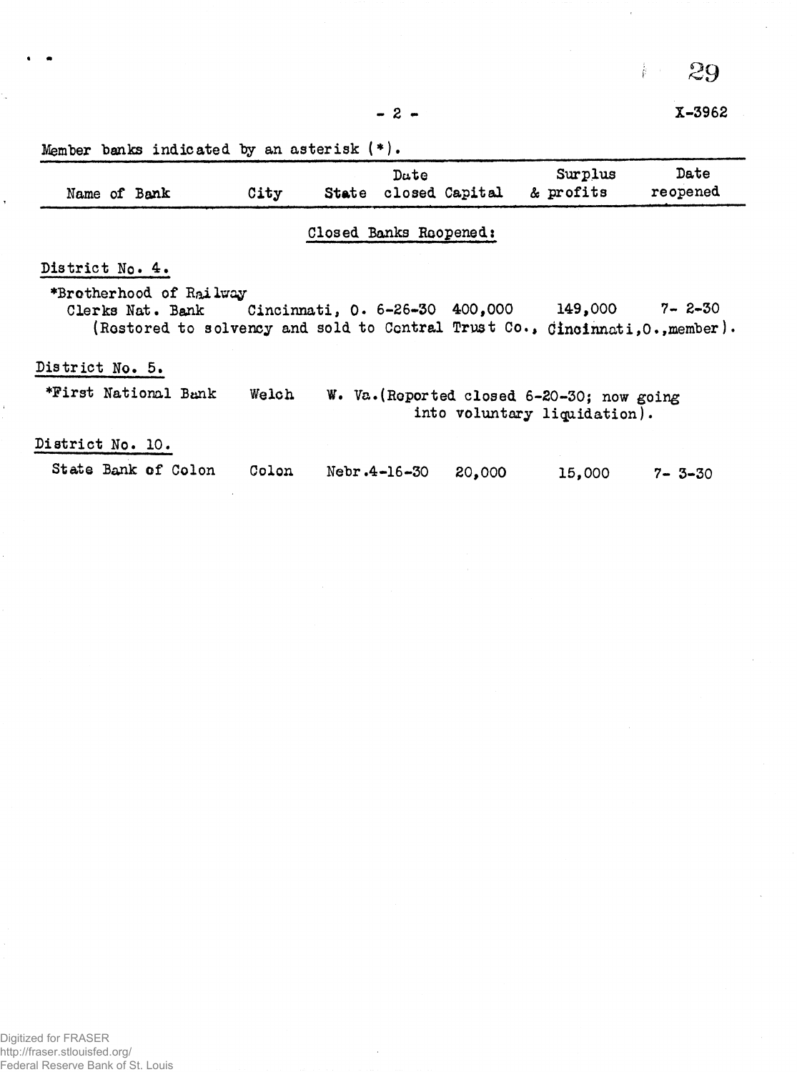X-3962

Member banks indicated by an asterisk (*).

| Name of Bank | City | State | Date closed | Capital | Surplus & profits | Date reopened |
|---|---|---|---|---|---|---|
| **Closed Banks Reopened:** | | | | | | |
| District No. 4. | | | | | | |
| *Brotherhood of Railway Clerks Nat. Bank | Cincinnati, | O. | 6-26-30 | 400,000 | 149,000 | 7- 2-30 |
| (Restored to solvency and sold to Central Trust Co., Cincinnati, O., member). | | | | | | |
| District No. 5. | | | | | | |
| *First National Bank | Welch | W. Va. | (Reported closed 6-20-30; now going into voluntary liquidation). | | | |
| District No. 10. | | | | | | |
| State Bank of Colon | Colon | Nebr. | 4-16-30 | 20,000 | 15,000 | 7- 3-30 |

Digitized for FRASER
http://fraser.stlouisfed.org/
Federal Reserve Bank of St. Louis